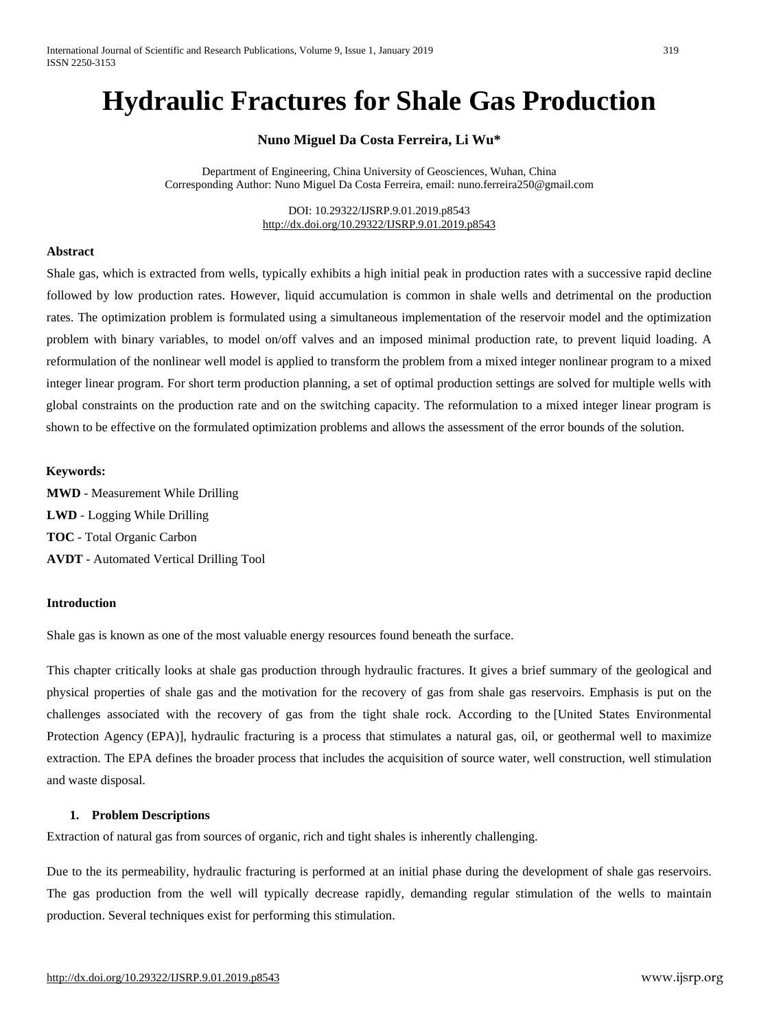# Hydraulic Fractures for Shale Gas Production

**Nuno Miguel Da Costa Ferreira, Li Wu***

Department of Engineering, China University of Geosciences, Wuhan, China
Corresponding Author: Nuno Miguel Da Costa Ferreira, email: nuno.ferreira250@gmail.com

DOI: 10.29322/IJSRP.9.01.2019.p8543
http://dx.doi.org/10.29322/IJSRP.9.01.2019.p8543

#### Abstract

Shale gas, which is extracted from wells, typically exhibits a high initial peak in production rates with a successive rapid decline followed by low production rates. However, liquid accumulation is common in shale wells and detrimental on the production rates. The optimization problem is formulated using a simultaneous implementation of the reservoir model and the optimization problem with binary variables, to model on/off valves and an imposed minimal production rate, to prevent liquid loading. A reformulation of the nonlinear well model is applied to transform the problem from a mixed integer nonlinear program to a mixed integer linear program. For short term production planning, a set of optimal production settings are solved for multiple wells with global constraints on the production rate and on the switching capacity. The reformulation to a mixed integer linear program is shown to be effective on the formulated optimization problems and allows the assessment of the error bounds of the solution.

#### Keywords:

**MWD** - Measurement While Drilling
**LWD** - Logging While Drilling
**TOC** - Total Organic Carbon
**AVDT** - Automated Vertical Drilling Tool

#### Introduction

Shale gas is known as one of the most valuable energy resources found beneath the surface.

This chapter critically looks at shale gas production through hydraulic fractures. It gives a brief summary of the geological and physical properties of shale gas and the motivation for the recovery of gas from shale gas reservoirs. Emphasis is put on the challenges associated with the recovery of gas from the tight shale rock. According to the [United States Environmental Protection Agency (EPA)], hydraulic fracturing is a process that stimulates a natural gas, oil, or geothermal well to maximize extraction. The EPA defines the broader process that includes the acquisition of source water, well construction, well stimulation and waste disposal.

#### 1. Problem Descriptions

Extraction of natural gas from sources of organic, rich and tight shales is inherently challenging.

Due to the its permeability, hydraulic fracturing is performed at an initial phase during the development of shale gas reservoirs. The gas production from the well will typically decrease rapidly, demanding regular stimulation of the wells to maintain production. Several techniques exist for performing this stimulation.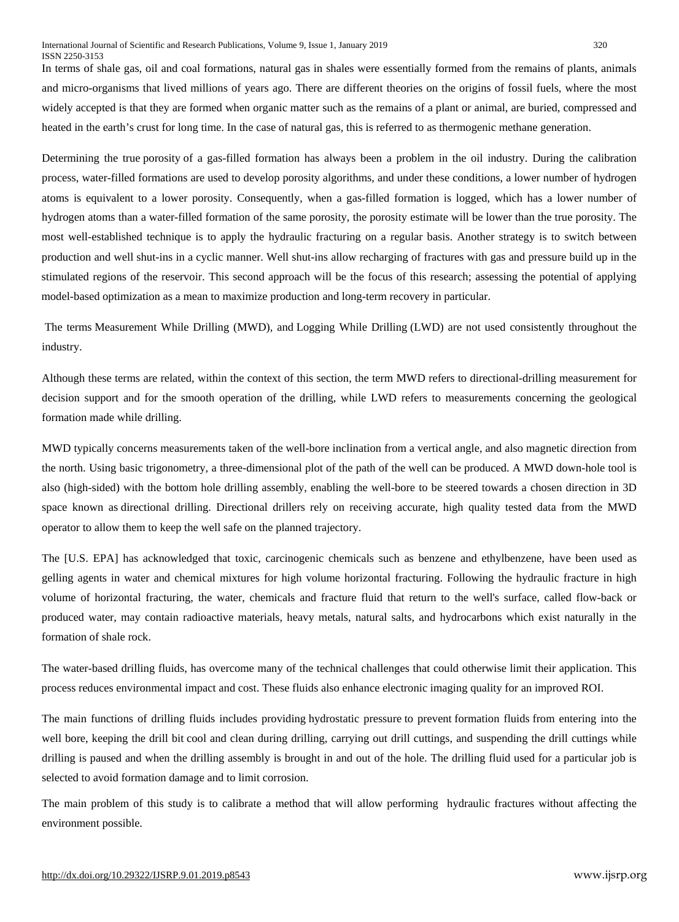In terms of shale gas, oil and coal formations, natural gas in shales were essentially formed from the remains of plants, animals and micro-organisms that lived millions of years ago. There are different theories on the origins of fossil fuels, where the most widely accepted is that they are formed when organic matter such as the remains of a plant or animal, are buried, compressed and heated in the earth's crust for long time. In the case of natural gas, this is referred to as thermogenic methane generation.

Determining the true porosity of a gas-filled formation has always been a problem in the oil industry. During the calibration process, water-filled formations are used to develop porosity algorithms, and under these conditions, a lower number of hydrogen atoms is equivalent to a lower porosity. Consequently, when a gas-filled formation is logged, which has a lower number of hydrogen atoms than a water-filled formation of the same porosity, the porosity estimate will be lower than the true porosity. The most well-established technique is to apply the hydraulic fracturing on a regular basis. Another strategy is to switch between production and well shut-ins in a cyclic manner. Well shut-ins allow recharging of fractures with gas and pressure build up in the stimulated regions of the reservoir. This second approach will be the focus of this research; assessing the potential of applying model-based optimization as a mean to maximize production and long-term recovery in particular.

The terms Measurement While Drilling (MWD), and Logging While Drilling (LWD) are not used consistently throughout the industry.

Although these terms are related, within the context of this section, the term MWD refers to directional-drilling measurement for decision support and for the smooth operation of the drilling, while LWD refers to measurements concerning the geological formation made while drilling.

MWD typically concerns measurements taken of the well-bore inclination from a vertical angle, and also magnetic direction from the north. Using basic trigonometry, a three-dimensional plot of the path of the well can be produced. A MWD down-hole tool is also (high-sided) with the bottom hole drilling assembly, enabling the well-bore to be steered towards a chosen direction in 3D space known as directional drilling. Directional drillers rely on receiving accurate, high quality tested data from the MWD operator to allow them to keep the well safe on the planned trajectory.

The [U.S. EPA] has acknowledged that toxic, carcinogenic chemicals such as benzene and ethylbenzene, have been used as gelling agents in water and chemical mixtures for high volume horizontal fracturing. Following the hydraulic fracture in high volume of horizontal fracturing, the water, chemicals and fracture fluid that return to the well's surface, called flow-back or produced water, may contain radioactive materials, heavy metals, natural salts, and hydrocarbons which exist naturally in the formation of shale rock.

The water-based drilling fluids, has overcome many of the technical challenges that could otherwise limit their application. This process reduces environmental impact and cost. These fluids also enhance electronic imaging quality for an improved ROI.

The main functions of drilling fluids includes providing hydrostatic pressure to prevent formation fluids from entering into the well bore, keeping the drill bit cool and clean during drilling, carrying out drill cuttings, and suspending the drill cuttings while drilling is paused and when the drilling assembly is brought in and out of the hole. The drilling fluid used for a particular job is selected to avoid formation damage and to limit corrosion.

The main problem of this study is to calibrate a method that will allow performing hydraulic fractures without affecting the environment possible.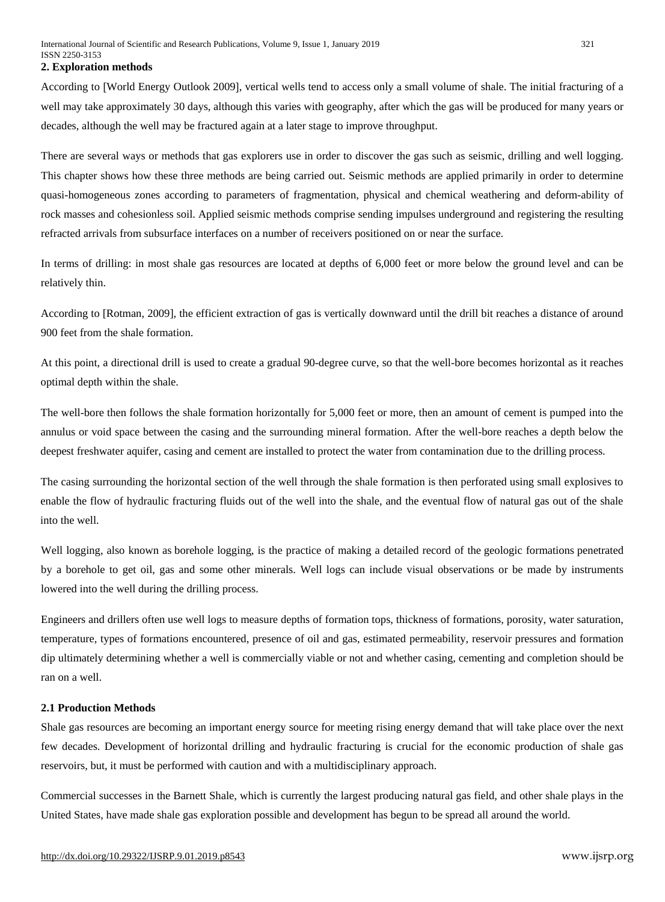## 2. Exploration methods

According to [World Energy Outlook 2009], vertical wells tend to access only a small volume of shale. The initial fracturing of a well may take approximately 30 days, although this varies with geography, after which the gas will be produced for many years or decades, although the well may be fractured again at a later stage to improve throughput.

There are several ways or methods that gas explorers use in order to discover the gas such as seismic, drilling and well logging. This chapter shows how these three methods are being carried out. Seismic methods are applied primarily in order to determine quasi-homogeneous zones according to parameters of fragmentation, physical and chemical weathering and deform-ability of rock masses and cohesionless soil. Applied seismic methods comprise sending impulses underground and registering the resulting refracted arrivals from subsurface interfaces on a number of receivers positioned on or near the surface.

In terms of drilling: in most shale gas resources are located at depths of 6,000 feet or more below the ground level and can be relatively thin.

According to [Rotman, 2009], the efficient extraction of gas is vertically downward until the drill bit reaches a distance of around 900 feet from the shale formation.

At this point, a directional drill is used to create a gradual 90-degree curve, so that the well-bore becomes horizontal as it reaches optimal depth within the shale.

The well-bore then follows the shale formation horizontally for 5,000 feet or more, then an amount of cement is pumped into the annulus or void space between the casing and the surrounding mineral formation. After the well-bore reaches a depth below the deepest freshwater aquifer, casing and cement are installed to protect the water from contamination due to the drilling process.

The casing surrounding the horizontal section of the well through the shale formation is then perforated using small explosives to enable the flow of hydraulic fracturing fluids out of the well into the shale, and the eventual flow of natural gas out of the shale into the well.

Well logging, also known as borehole logging, is the practice of making a detailed record of the geologic formations penetrated by a borehole to get oil, gas and some other minerals. Well logs can include visual observations or be made by instruments lowered into the well during the drilling process.

Engineers and drillers often use well logs to measure depths of formation tops, thickness of formations, porosity, water saturation, temperature, types of formations encountered, presence of oil and gas, estimated permeability, reservoir pressures and formation dip ultimately determining whether a well is commercially viable or not and whether casing, cementing and completion should be ran on a well.

### 2.1 Production Methods

Shale gas resources are becoming an important energy source for meeting rising energy demand that will take place over the next few decades. Development of horizontal drilling and hydraulic fracturing is crucial for the economic production of shale gas reservoirs, but, it must be performed with caution and with a multidisciplinary approach.

Commercial successes in the Barnett Shale, which is currently the largest producing natural gas field, and other shale plays in the United States, have made shale gas exploration possible and development has begun to be spread all around the world.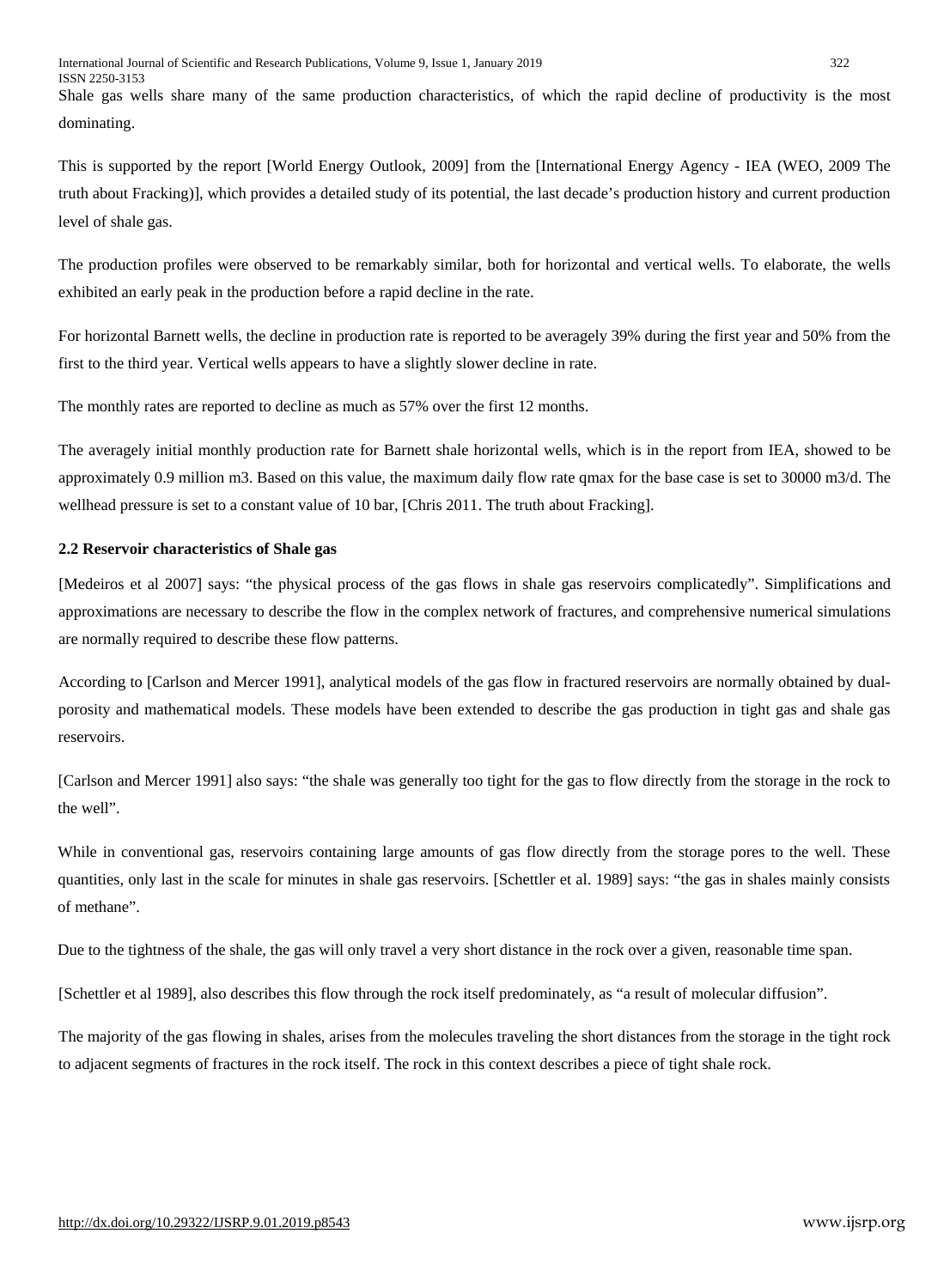Shale gas wells share many of the same production characteristics, of which the rapid decline of productivity is the most dominating.

This is supported by the report [World Energy Outlook, 2009] from the [International Energy Agency - IEA (WEO, 2009 The truth about Fracking)], which provides a detailed study of its potential, the last decade's production history and current production level of shale gas.

The production profiles were observed to be remarkably similar, both for horizontal and vertical wells. To elaborate, the wells exhibited an early peak in the production before a rapid decline in the rate.

For horizontal Barnett wells, the decline in production rate is reported to be averagely 39% during the first year and 50% from the first to the third year. Vertical wells appears to have a slightly slower decline in rate.

The monthly rates are reported to decline as much as 57% over the first 12 months.

The averagely initial monthly production rate for Barnett shale horizontal wells, which is in the report from IEA, showed to be approximately 0.9 million m3. Based on this value, the maximum daily flow rate $q_{max}$ for the base case is set to 30000 m3/d. The wellhead pressure is set to a constant value of 10 bar, [Chris 2011. The truth about Fracking].

**2.2 Reservoir characteristics of Shale gas**

[Medeiros et al 2007] says: "the physical process of the gas flows in shale gas reservoirs complicatedly". Simplifications and approximations are necessary to describe the flow in the complex network of fractures, and comprehensive numerical simulations are normally required to describe these flow patterns.

According to [Carlson and Mercer 1991], analytical models of the gas flow in fractured reservoirs are normally obtained by dual-porosity and mathematical models. These models have been extended to describe the gas production in tight gas and shale gas reservoirs.

[Carlson and Mercer 1991] also says: "the shale was generally too tight for the gas to flow directly from the storage in the rock to the well".

While in conventional gas, reservoirs containing large amounts of gas flow directly from the storage pores to the well. These quantities, only last in the scale for minutes in shale gas reservoirs. [Schettler et al. 1989] says: "the gas in shales mainly consists of methane".

Due to the tightness of the shale, the gas will only travel a very short distance in the rock over a given, reasonable time span.

[Schettler et al 1989], also describes this flow through the rock itself predominately, as "a result of molecular diffusion".

The majority of the gas flowing in shales, arises from the molecules traveling the short distances from the storage in the tight rock to adjacent segments of fractures in the rock itself. The rock in this context describes a piece of tight shale rock.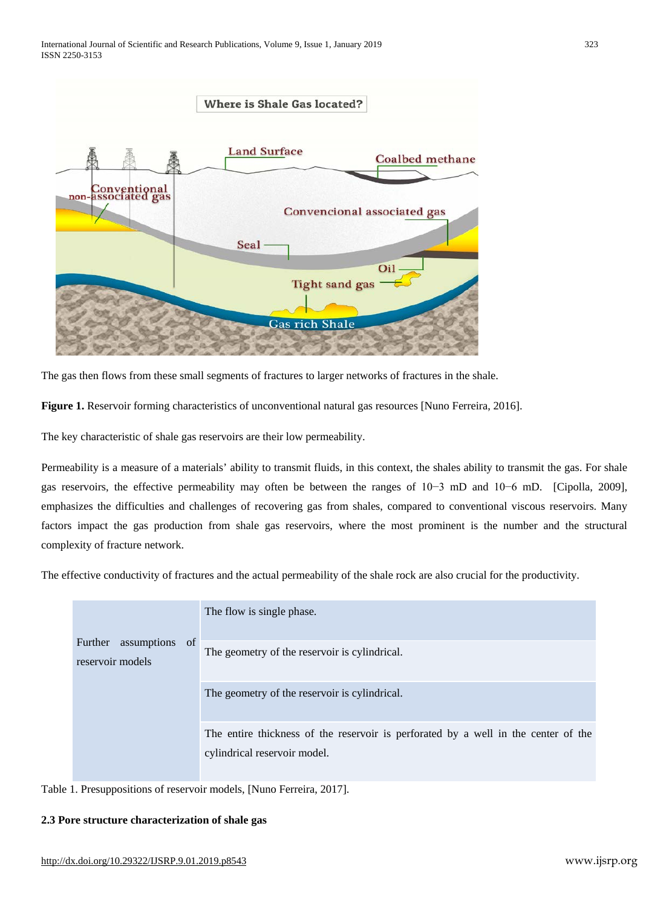The gas then flows from these small segments of fractures to larger networks of fractures in the shale.

**Figure 1.** Reservoir forming characteristics of unconventional natural gas resources [Nuno Ferreira, 2016].

The key characteristic of shale gas reservoirs are their low permeability.

Permeability is a measure of a materials' ability to transmit fluids, in this context, the shales ability to transmit the gas. For shale gas reservoirs, the effective permeability may often be between the ranges of $10^{-3}$ mD and $10^{-6}$ mD. [Cipolla, 2009], emphasizes the difficulties and challenges of recovering gas from shales, compared to conventional viscous reservoirs. Many factors impact the gas production from shale gas reservoirs, where the most prominent is the number and the structural complexity of fracture network.

The effective conductivity of fractures and the actual permeability of the shale rock are also crucial for the productivity.

| | |
|---|---|
| Further assumptions of reservoir models | The flow is single phase. |
| | The geometry of the reservoir is cylindrical. |
| | The geometry of the reservoir is cylindrical. |
| | The entire thickness of the reservoir is perforated by a well in the center of the cylindrical reservoir model. |

Table 1. Presuppositions of reservoir models, [Nuno Ferreira, 2017].

### 2.3 Pore structure characterization of shale gas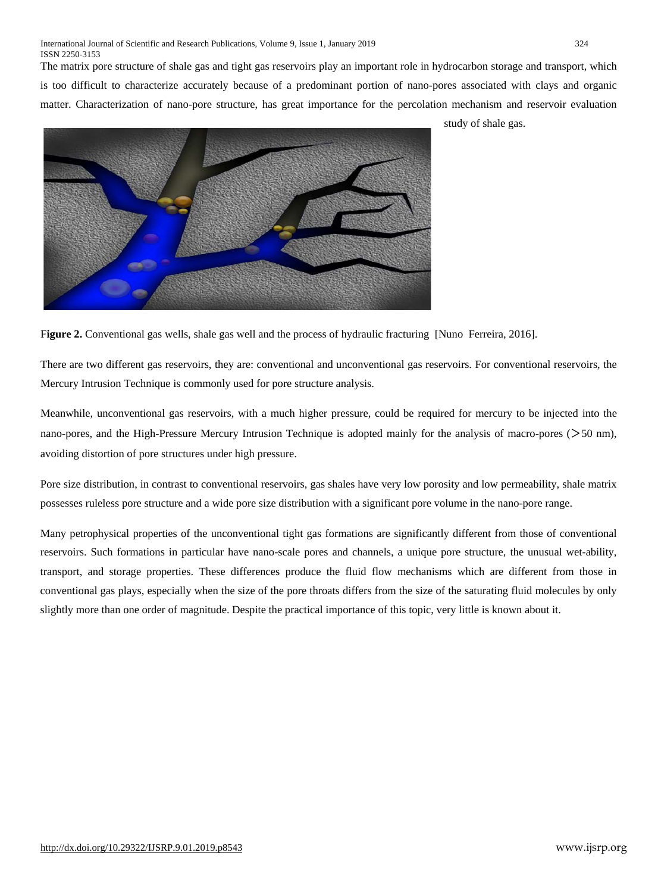The matrix pore structure of shale gas and tight gas reservoirs play an important role in hydrocarbon storage and transport, which is too difficult to characterize accurately because of a predominant portion of nano-pores associated with clays and organic matter. Characterization of nano-pore structure, has great importance for the percolation mechanism and reservoir evaluation study of shale gas.

F**igure 2.** Conventional gas wells, shale gas well and the process of hydraulic fracturing [Nuno Ferreira, 2016].

There are two different gas reservoirs, they are: conventional and unconventional gas reservoirs. For conventional reservoirs, the Mercury Intrusion Technique is commonly used for pore structure analysis.

Meanwhile, unconventional gas reservoirs, with a much higher pressure, could be required for mercury to be injected into the nano-pores, and the High-Pressure Mercury Intrusion Technique is adopted mainly for the analysis of macro-pores (>50 nm), avoiding distortion of pore structures under high pressure.

Pore size distribution, in contrast to conventional reservoirs, gas shales have very low porosity and low permeability, shale matrix possesses ruleless pore structure and a wide pore size distribution with a significant pore volume in the nano-pore range.

Many petrophysical properties of the unconventional tight gas formations are significantly different from those of conventional reservoirs. Such formations in particular have nano-scale pores and channels, a unique pore structure, the unusual wet-ability, transport, and storage properties. These differences produce the fluid flow mechanisms which are different from those in conventional gas plays, especially when the size of the pore throats differs from the size of the saturating fluid molecules by only slightly more than one order of magnitude. Despite the practical importance of this topic, very little is known about it.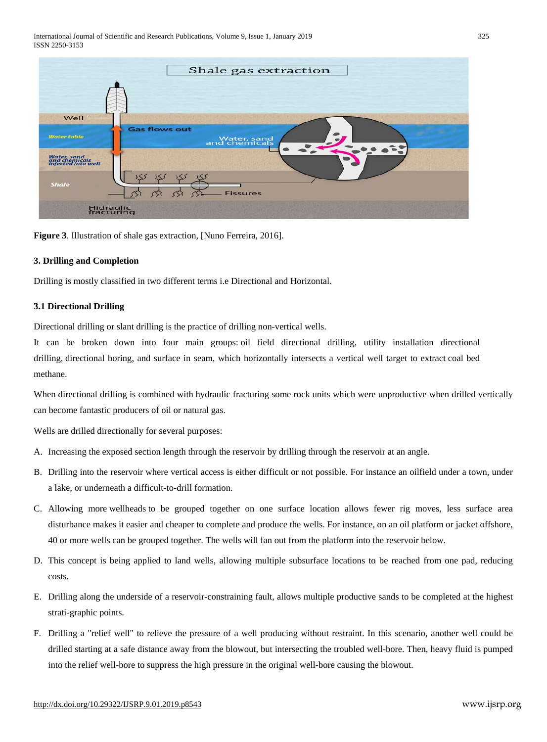**Figure 3**. Illustration of shale gas extraction, [Nuno Ferreira, 2016].

### 3. Drilling and Completion

Drilling is mostly classified in two different terms i.e Directional and Horizontal.

#### 3.1 Directional Drilling

Directional drilling or slant drilling is the practice of drilling non-vertical wells.

It can be broken down into four main groups: oil field directional drilling, utility installation directional drilling, directional boring, and surface in seam, which horizontally intersects a vertical well target to extract coal bed methane.

When directional drilling is combined with hydraulic fracturing some rock units which were unproductive when drilled vertically can become fantastic producers of oil or natural gas.

Wells are drilled directionally for several purposes:

A. Increasing the exposed section length through the reservoir by drilling through the reservoir at an angle.

B. Drilling into the reservoir where vertical access is either difficult or not possible. For instance an oilfield under a town, under a lake, or underneath a difficult-to-drill formation.

C. Allowing more wellheads to be grouped together on one surface location allows fewer rig moves, less surface area disturbance makes it easier and cheaper to complete and produce the wells. For instance, on an oil platform or jacket offshore, 40 or more wells can be grouped together. The wells will fan out from the platform into the reservoir below.

D. This concept is being applied to land wells, allowing multiple subsurface locations to be reached from one pad, reducing costs.

E. Drilling along the underside of a reservoir-constraining fault, allows multiple productive sands to be completed at the highest strati-graphic points.

F. Drilling a "relief well" to relieve the pressure of a well producing without restraint. In this scenario, another well could be drilled starting at a safe distance away from the blowout, but intersecting the troubled well-bore. Then, heavy fluid is pumped into the relief well-bore to suppress the high pressure in the original well-bore causing the blowout.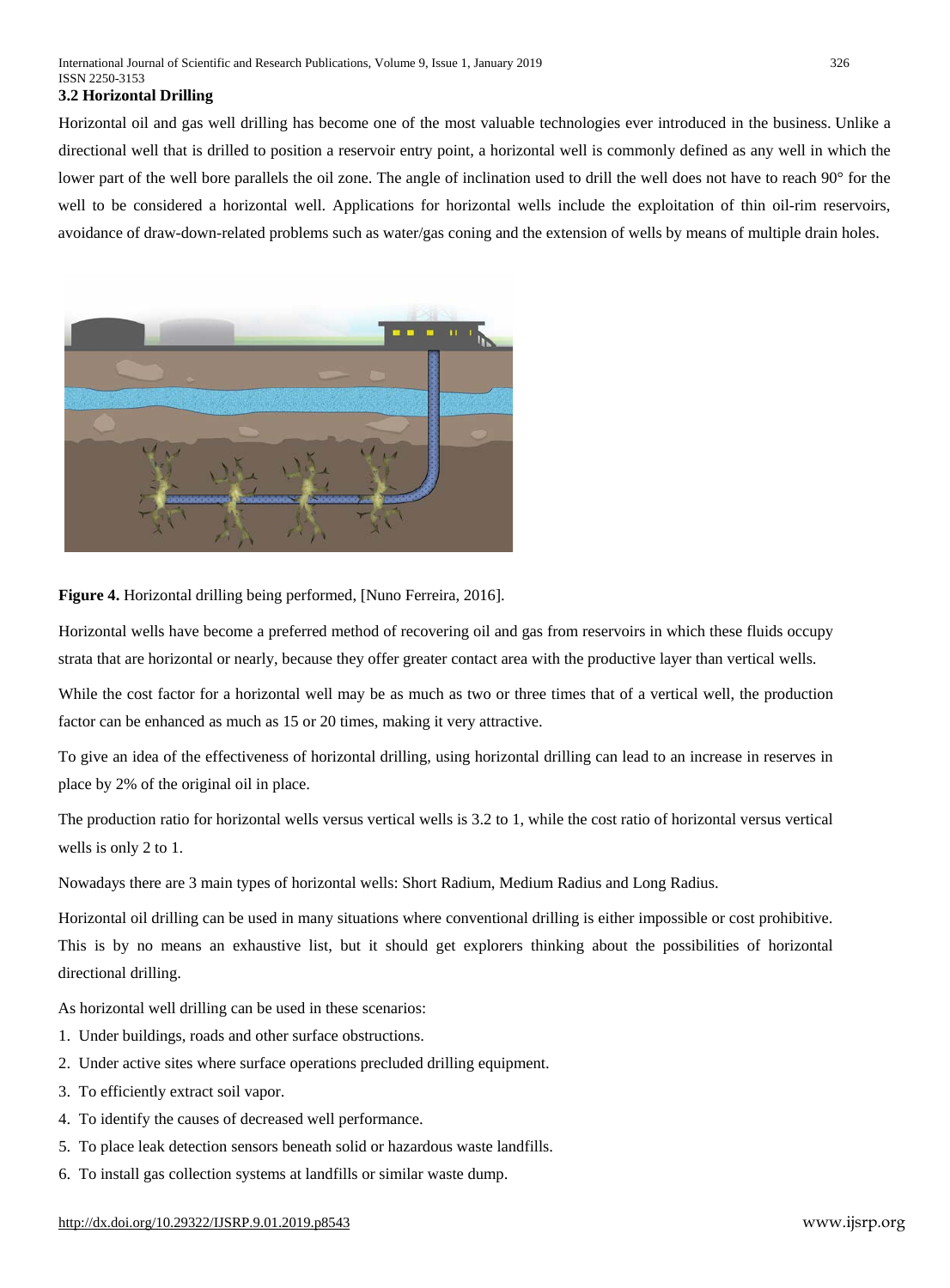### 3.2 Horizontal Drilling

Horizontal oil and gas well drilling has become one of the most valuable technologies ever introduced in the business. Unlike a directional well that is drilled to position a reservoir entry point, a horizontal well is commonly defined as any well in which the lower part of the well bore parallels the oil zone. The angle of inclination used to drill the well does not have to reach 90° for the well to be considered a horizontal well. Applications for horizontal wells include the exploitation of thin oil-rim reservoirs, avoidance of draw-down-related problems such as water/gas coning and the extension of wells by means of multiple drain holes.

**Figure 4.** Horizontal drilling being performed, [Nuno Ferreira, 2016].

Horizontal wells have become a preferred method of recovering oil and gas from reservoirs in which these fluids occupy strata that are horizontal or nearly, because they offer greater contact area with the productive layer than vertical wells.

While the cost factor for a horizontal well may be as much as two or three times that of a vertical well, the production factor can be enhanced as much as 15 or 20 times, making it very attractive.

To give an idea of the effectiveness of horizontal drilling, using horizontal drilling can lead to an increase in reserves in place by 2% of the original oil in place.

The production ratio for horizontal wells versus vertical wells is 3.2 to 1, while the cost ratio of horizontal versus vertical wells is only 2 to 1.

Nowadays there are 3 main types of horizontal wells: Short Radium, Medium Radius and Long Radius.

Horizontal oil drilling can be used in many situations where conventional drilling is either impossible or cost prohibitive. This is by no means an exhaustive list, but it should get explorers thinking about the possibilities of horizontal directional drilling.

As horizontal well drilling can be used in these scenarios:

1. Under buildings, roads and other surface obstructions.
2. Under active sites where surface operations precluded drilling equipment.
3. To efficiently extract soil vapor.
4. To identify the causes of decreased well performance.
5. To place leak detection sensors beneath solid or hazardous waste landfills.
6. To install gas collection systems at landfills or similar waste dump.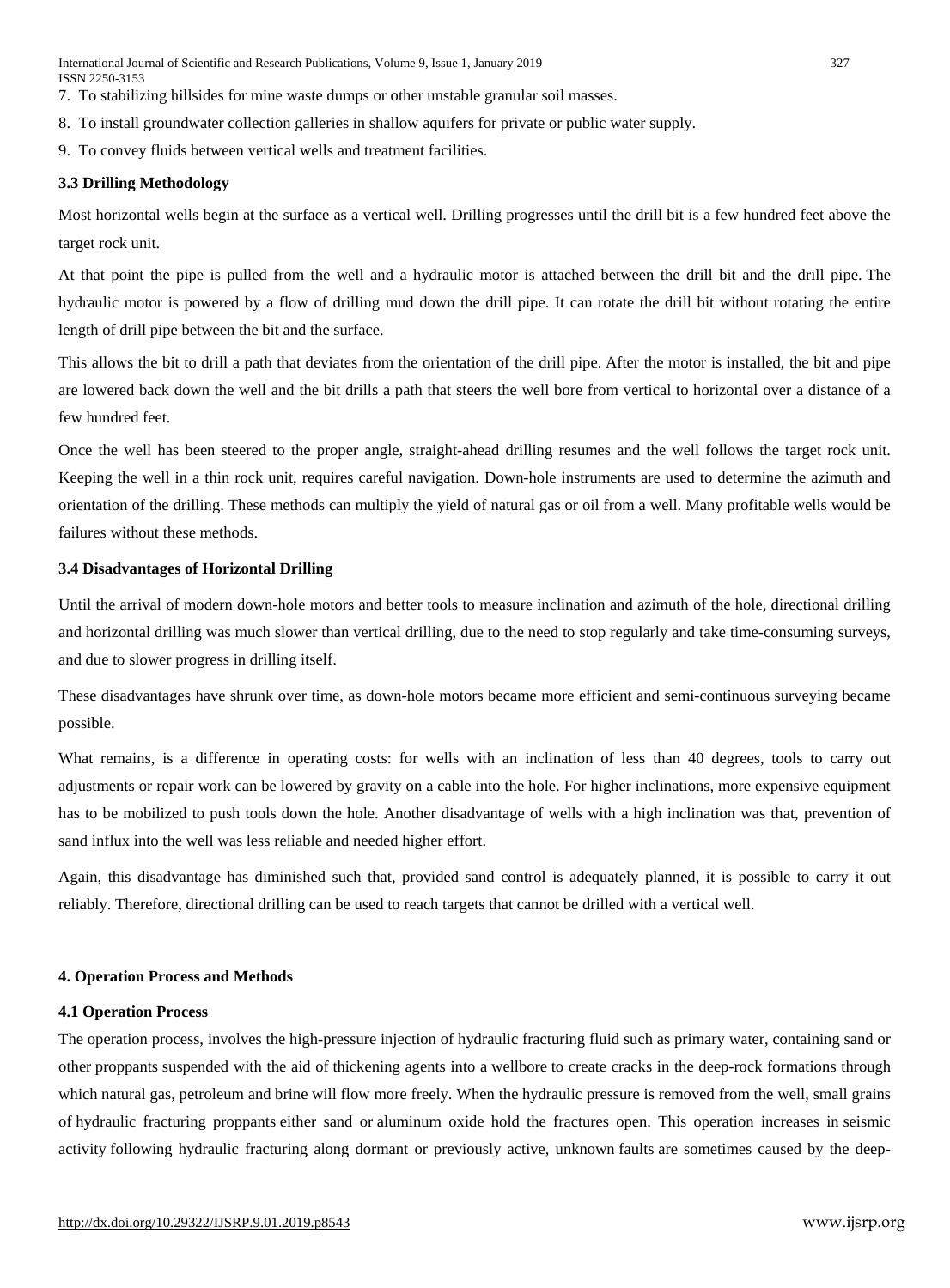7. To stabilizing hillsides for mine waste dumps or other unstable granular soil masses.
8. To install groundwater collection galleries in shallow aquifers for private or public water supply.
9. To convey fluids between vertical wells and treatment facilities.

### 3.3 Drilling Methodology

Most horizontal wells begin at the surface as a vertical well. Drilling progresses until the drill bit is a few hundred feet above the target rock unit.

At that point the pipe is pulled from the well and a hydraulic motor is attached between the drill bit and the drill pipe. The hydraulic motor is powered by a flow of drilling mud down the drill pipe. It can rotate the drill bit without rotating the entire length of drill pipe between the bit and the surface.

This allows the bit to drill a path that deviates from the orientation of the drill pipe. After the motor is installed, the bit and pipe are lowered back down the well and the bit drills a path that steers the well bore from vertical to horizontal over a distance of a few hundred feet.

Once the well has been steered to the proper angle, straight-ahead drilling resumes and the well follows the target rock unit. Keeping the well in a thin rock unit, requires careful navigation. Down-hole instruments are used to determine the azimuth and orientation of the drilling. These methods can multiply the yield of natural gas or oil from a well. Many profitable wells would be failures without these methods.

### 3.4 Disadvantages of Horizontal Drilling

Until the arrival of modern down-hole motors and better tools to measure inclination and azimuth of the hole, directional drilling and horizontal drilling was much slower than vertical drilling, due to the need to stop regularly and take time-consuming surveys, and due to slower progress in drilling itself.

These disadvantages have shrunk over time, as down-hole motors became more efficient and semi-continuous surveying became possible.

What remains, is a difference in operating costs: for wells with an inclination of less than 40 degrees, tools to carry out adjustments or repair work can be lowered by gravity on a cable into the hole. For higher inclinations, more expensive equipment has to be mobilized to push tools down the hole. Another disadvantage of wells with a high inclination was that, prevention of sand influx into the well was less reliable and needed higher effort.

Again, this disadvantage has diminished such that, provided sand control is adequately planned, it is possible to carry it out reliably. Therefore, directional drilling can be used to reach targets that cannot be drilled with a vertical well.

## 4. Operation Process and Methods

### 4.1 Operation Process

The operation process, involves the high-pressure injection of hydraulic fracturing fluid such as primary water, containing sand or other proppants suspended with the aid of thickening agents into a wellbore to create cracks in the deep-rock formations through which natural gas, petroleum and brine will flow more freely. When the hydraulic pressure is removed from the well, small grains of hydraulic fracturing proppants either sand or aluminum oxide hold the fractures open. This operation increases in seismic activity following hydraulic fracturing along dormant or previously active, unknown faults are sometimes caused by the deep-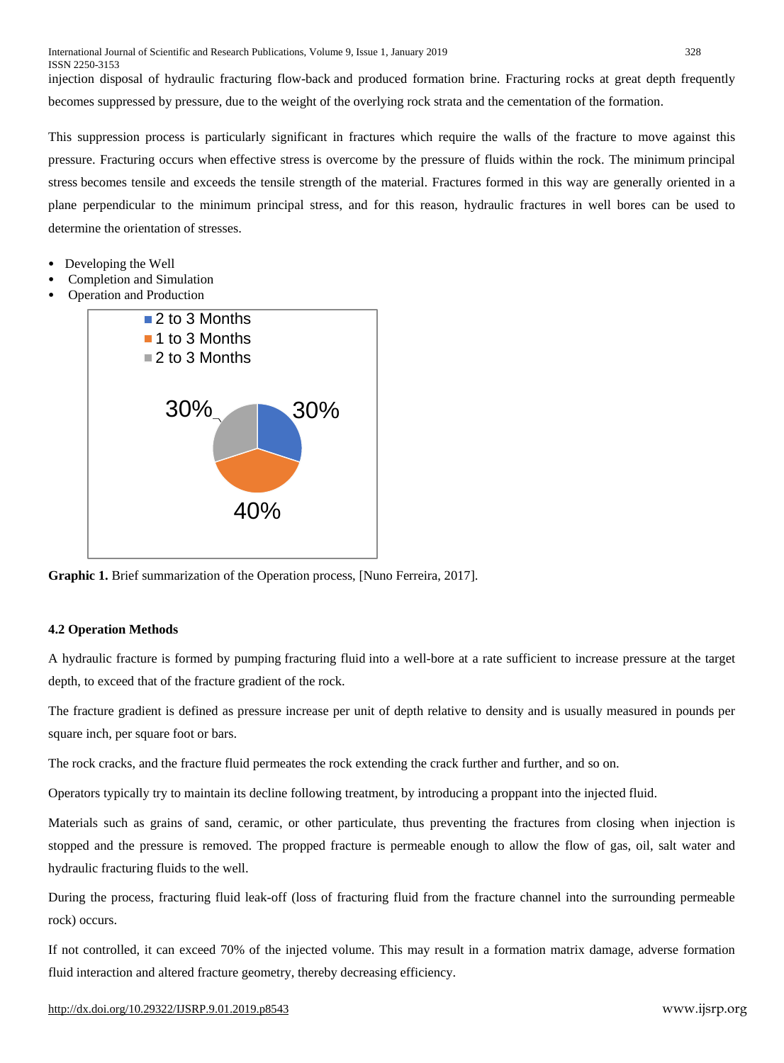injection disposal of hydraulic fracturing flow-back and produced formation brine. Fracturing rocks at great depth frequently becomes suppressed by pressure, due to the weight of the overlying rock strata and the cementation of the formation.

This suppression process is particularly significant in fractures which require the walls of the fracture to move against this pressure. Fracturing occurs when effective stress is overcome by the pressure of fluids within the rock. The minimum principal stress becomes tensile and exceeds the tensile strength of the material. Fractures formed in this way are generally oriented in a plane perpendicular to the minimum principal stress, and for this reason, hydraulic fractures in well bores can be used to determine the orientation of stresses.

- Developing the Well
- Completion and Simulation
- Operation and Production

■ 2 to 3 Months
■ 1 to 3 Months
■ 2 to 3 Months

30%
30%
40%

**Graphic 1.** Brief summarization of the Operation process, [Nuno Ferreira, 2017].

### 4.2 Operation Methods

A hydraulic fracture is formed by pumping fracturing fluid into a well-bore at a rate sufficient to increase pressure at the target depth, to exceed that of the fracture gradient of the rock.

The fracture gradient is defined as pressure increase per unit of depth relative to density and is usually measured in pounds per square inch, per square foot or bars.

The rock cracks, and the fracture fluid permeates the rock extending the crack further and further, and so on.

Operators typically try to maintain its decline following treatment, by introducing a proppant into the injected fluid.

Materials such as grains of sand, ceramic, or other particulate, thus preventing the fractures from closing when injection is stopped and the pressure is removed. The propped fracture is permeable enough to allow the flow of gas, oil, salt water and hydraulic fracturing fluids to the well.

During the process, fracturing fluid leak-off (loss of fracturing fluid from the fracture channel into the surrounding permeable rock) occurs.

If not controlled, it can exceed 70% of the injected volume. This may result in a formation matrix damage, adverse formation fluid interaction and altered fracture geometry, thereby decreasing efficiency.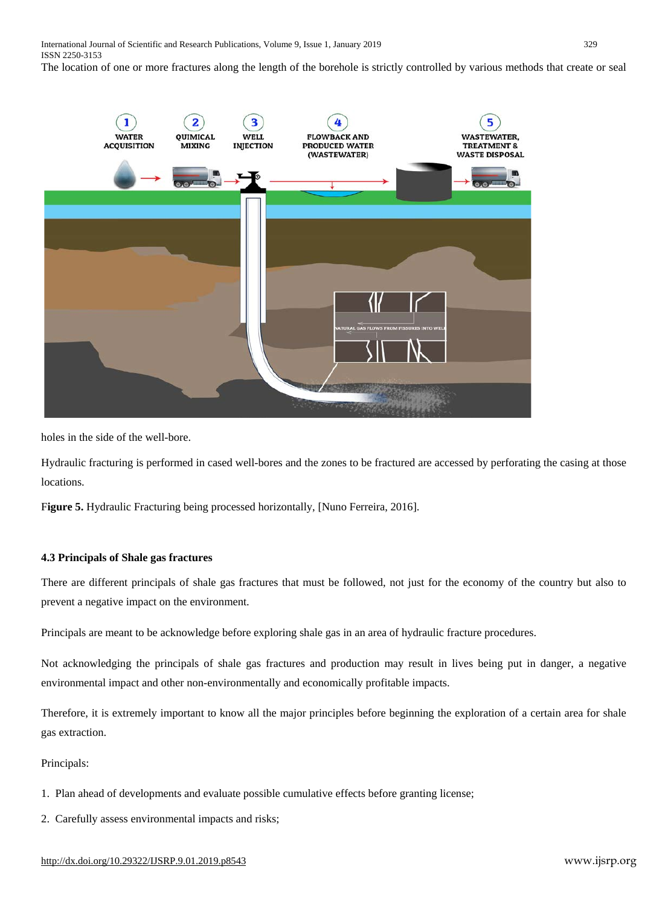The location of one or more fractures along the length of the borehole is strictly controlled by various methods that create or seal holes in the side of the well-bore.

Hydraulic fracturing is performed in cased well-bores and the zones to be fractured are accessed by perforating the casing at those locations.

F**igure 5.** Hydraulic Fracturing being processed horizontally, [Nuno Ferreira, 2016].

### 4.3 Principals of Shale gas fractures

There are different principals of shale gas fractures that must be followed, not just for the economy of the country but also to prevent a negative impact on the environment.

Principals are meant to be acknowledge before exploring shale gas in an area of hydraulic fracture procedures.

Not acknowledging the principals of shale gas fractures and production may result in lives being put in danger, a negative environmental impact and other non-environmentally and economically profitable impacts.

Therefore, it is extremely important to know all the major principles before beginning the exploration of a certain area for shale gas extraction.

Principals:

1. Plan ahead of developments and evaluate possible cumulative effects before granting license;
2. Carefully assess environmental impacts and risks;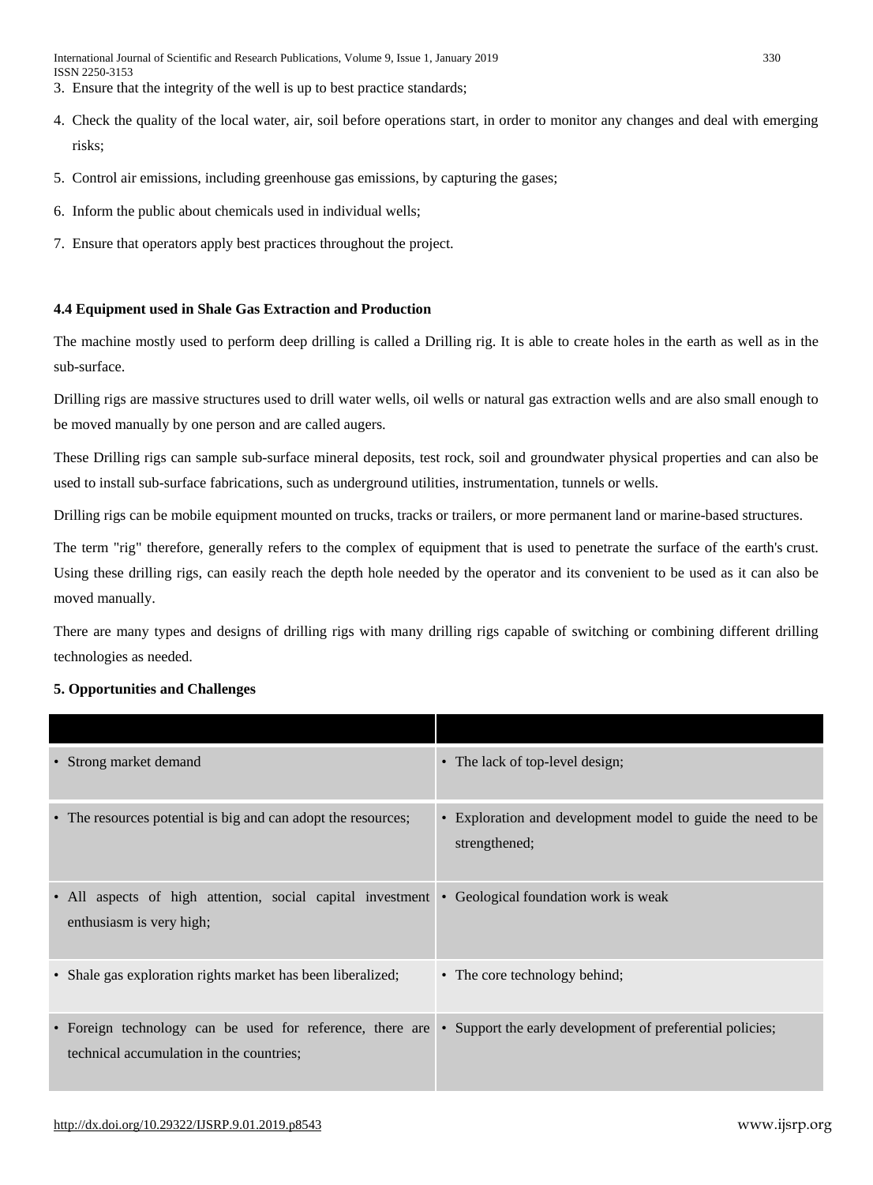3. Ensure that the integrity of the well is up to best practice standards;
4. Check the quality of the local water, air, soil before operations start, in order to monitor any changes and deal with emerging risks;
5. Control air emissions, including greenhouse gas emissions, by capturing the gases;
6. Inform the public about chemicals used in individual wells;
7. Ensure that operators apply best practices throughout the project.

### 4.4 Equipment used in Shale Gas Extraction and Production

The machine mostly used to perform deep drilling is called a Drilling rig. It is able to create holes in the earth as well as in the sub-surface.

Drilling rigs are massive structures used to drill water wells, oil wells or natural gas extraction wells and are also small enough to be moved manually by one person and are called augers.

These Drilling rigs can sample sub-surface mineral deposits, test rock, soil and groundwater physical properties and can also be used to install sub-surface fabrications, such as underground utilities, instrumentation, tunnels or wells.

Drilling rigs can be mobile equipment mounted on trucks, tracks or trailers, or more permanent land or marine-based structures.

The term "rig" therefore, generally refers to the complex of equipment that is used to penetrate the surface of the earth's crust. Using these drilling rigs, can easily reach the depth hole needed by the operator and its convenient to be used as it can also be moved manually.

There are many types and designs of drilling rigs with many drilling rigs capable of switching or combining different drilling technologies as needed.

## 5. Opportunities and Challenges

| | |
|---|---|
| • Strong market demand | • The lack of top-level design; |
| • The resources potential is big and can adopt the resources; | • Exploration and development model to guide the need to be strengthened; |
| • All aspects of high attention, social capital investment enthusiasm is very high; | • Geological foundation work is weak |
| • Shale gas exploration rights market has been liberalized; | • The core technology behind; |
| • Foreign technology can be used for reference, there are technical accumulation in the countries; | • Support the early development of preferential policies; |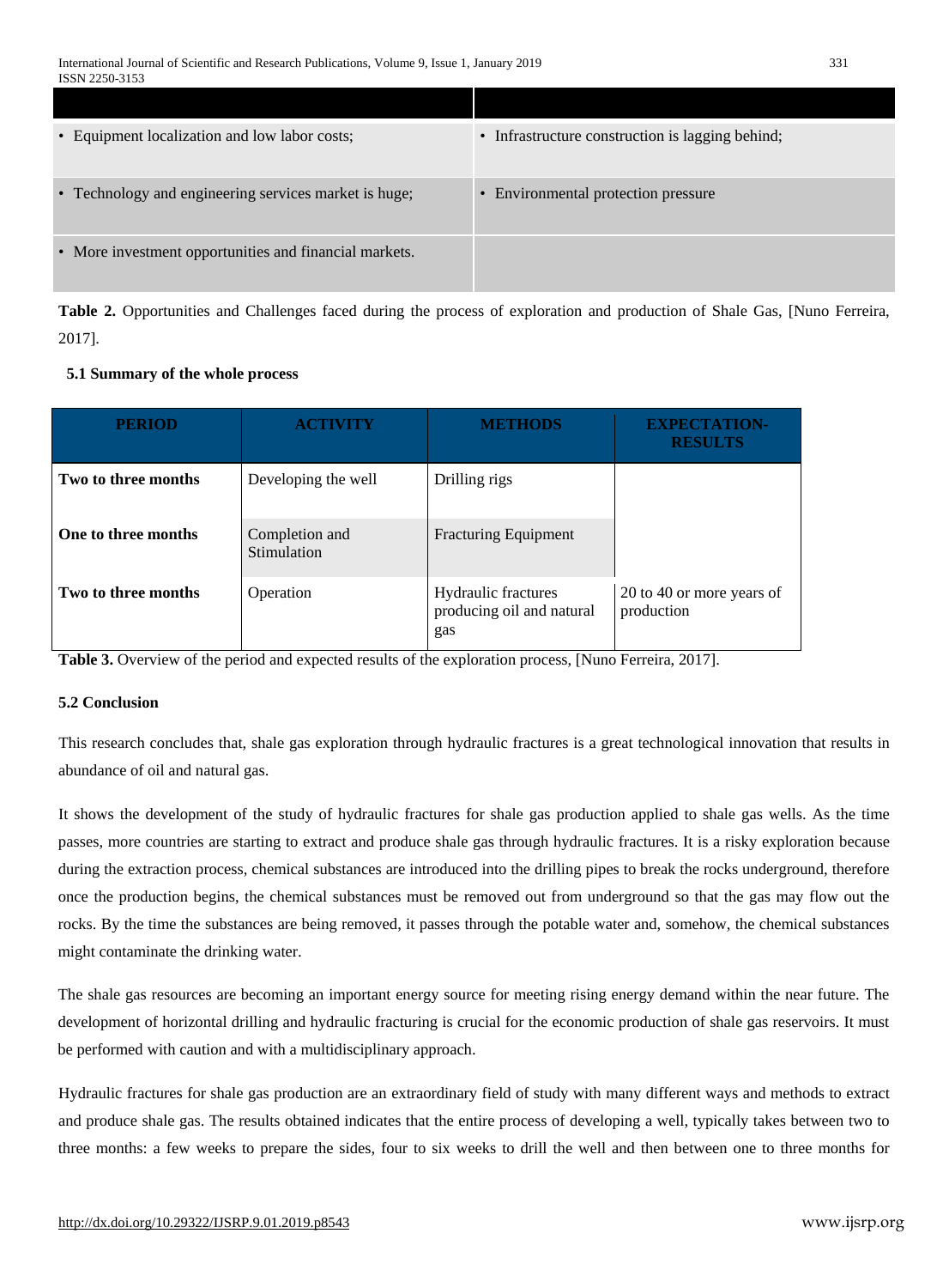| | |
|---|---|
| • Equipment localization and low labor costs; | • Infrastructure construction is lagging behind; |
| • Technology and engineering services market is huge; | • Environmental protection pressure |
| • More investment opportunities and financial markets. | |

**Table 2.** Opportunities and Challenges faced during the process of exploration and production of Shale Gas, [Nuno Ferreira, 2017].

### 5.1 Summary of the whole process

| PERIOD | ACTIVITY | METHODS | EXPECTATION-RESULTS |
|---|---|---|---|
| **Two to three months** | Developing the well | Drilling rigs | |
| **One to three months** | Completion and Stimulation | Fracturing Equipment | |
| **Two to three months** | Operation | Hydraulic fractures producing oil and natural gas | 20 to 40 or more years of production |

**Table 3.** Overview of the period and expected results of the exploration process, [Nuno Ferreira, 2017].

### 5.2 Conclusion

This research concludes that, shale gas exploration through hydraulic fractures is a great technological innovation that results in abundance of oil and natural gas.

It shows the development of the study of hydraulic fractures for shale gas production applied to shale gas wells. As the time passes, more countries are starting to extract and produce shale gas through hydraulic fractures. It is a risky exploration because during the extraction process, chemical substances are introduced into the drilling pipes to break the rocks underground, therefore once the production begins, the chemical substances must be removed out from underground so that the gas may flow out the rocks. By the time the substances are being removed, it passes through the potable water and, somehow, the chemical substances might contaminate the drinking water.

The shale gas resources are becoming an important energy source for meeting rising energy demand within the near future. The development of horizontal drilling and hydraulic fracturing is crucial for the economic production of shale gas reservoirs. It must be performed with caution and with a multidisciplinary approach.

Hydraulic fractures for shale gas production are an extraordinary field of study with many different ways and methods to extract and produce shale gas. The results obtained indicates that the entire process of developing a well, typically takes between two to three months: a few weeks to prepare the sides, four to six weeks to drill the well and then between one to three months for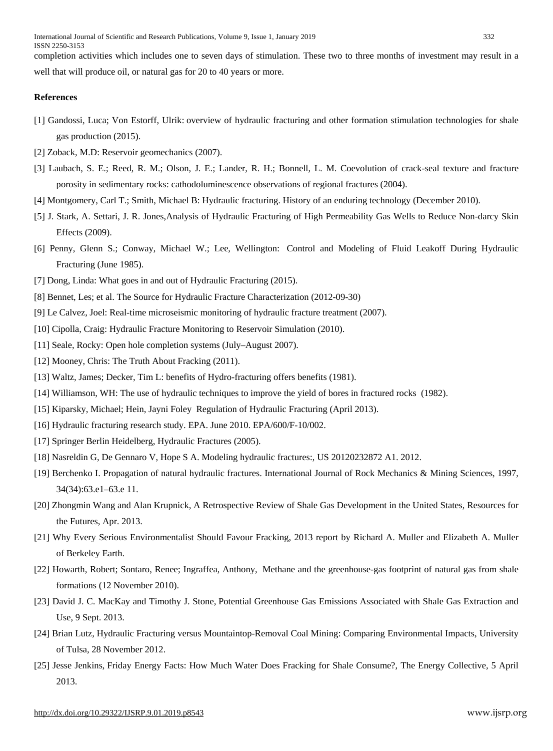completion activities which includes one to seven days of stimulation. These two to three months of investment may result in a well that will produce oil, or natural gas for 20 to 40 years or more.

**References**

[1] Gandossi, Luca; Von Estorff, Ulrik: overview of hydraulic fracturing and other formation stimulation technologies for shale gas production (2015).

[2] Zoback, M.D: Reservoir geomechanics (2007).

[3] Laubach, S. E.; Reed, R. M.; Olson, J. E.; Lander, R. H.; Bonnell, L. M. Coevolution of crack-seal texture and fracture porosity in sedimentary rocks: cathodoluminescence observations of regional fractures (2004).

[4] Montgomery, Carl T.; Smith, Michael B: Hydraulic fracturing. History of an enduring technology (December 2010).

[5] J. Stark, A. Settari, J. R. Jones,Analysis of Hydraulic Fracturing of High Permeability Gas Wells to Reduce Non-darcy Skin Effects (2009).

[6] Penny, Glenn S.; Conway, Michael W.; Lee, Wellington: Control and Modeling of Fluid Leakoff During Hydraulic Fracturing (June 1985).

[7] Dong, Linda: What goes in and out of Hydraulic Fracturing (2015).

[8] Bennet, Les; et al. The Source for Hydraulic Fracture Characterization (2012-09-30)

[9] Le Calvez, Joel: Real-time microseismic monitoring of hydraulic fracture treatment (2007).

[10] Cipolla, Craig: Hydraulic Fracture Monitoring to Reservoir Simulation (2010).

[11] Seale, Rocky: Open hole completion systems (July–August 2007).

[12] Mooney, Chris: The Truth About Fracking (2011).

[13] Waltz, James; Decker, Tim L: benefits of Hydro-fracturing offers benefits (1981).

[14] Williamson, WH: The use of hydraulic techniques to improve the yield of bores in fractured rocks (1982).

[15] Kiparsky, Michael; Hein, Jayni Foley Regulation of Hydraulic Fracturing (April 2013).

[16] Hydraulic fracturing research study. EPA. June 2010. EPA/600/F-10/002.

[17] Springer Berlin Heidelberg, Hydraulic Fractures (2005).

[18] Nasreldin G, De Gennaro V, Hope S A. Modeling hydraulic fractures:, US 20120232872 A1. 2012.

[19] Berchenko I. Propagation of natural hydraulic fractures. International Journal of Rock Mechanics & Mining Sciences, 1997, 34(34):63.e1–63.e 11.

[20] Zhongmin Wang and Alan Krupnick, A Retrospective Review of Shale Gas Development in the United States, Resources for the Futures, Apr. 2013.

[21] Why Every Serious Environmentalist Should Favour Fracking, 2013 report by Richard A. Muller and Elizabeth A. Muller of Berkeley Earth.

[22] Howarth, Robert; Sontaro, Renee; Ingraffea, Anthony, Methane and the greenhouse-gas footprint of natural gas from shale formations (12 November 2010).

[23] David J. C. MacKay and Timothy J. Stone, Potential Greenhouse Gas Emissions Associated with Shale Gas Extraction and Use, 9 Sept. 2013.

[24] Brian Lutz, Hydraulic Fracturing versus Mountaintop-Removal Coal Mining: Comparing Environmental Impacts, University of Tulsa, 28 November 2012.

[25] Jesse Jenkins, Friday Energy Facts: How Much Water Does Fracking for Shale Consume?, The Energy Collective, 5 April 2013.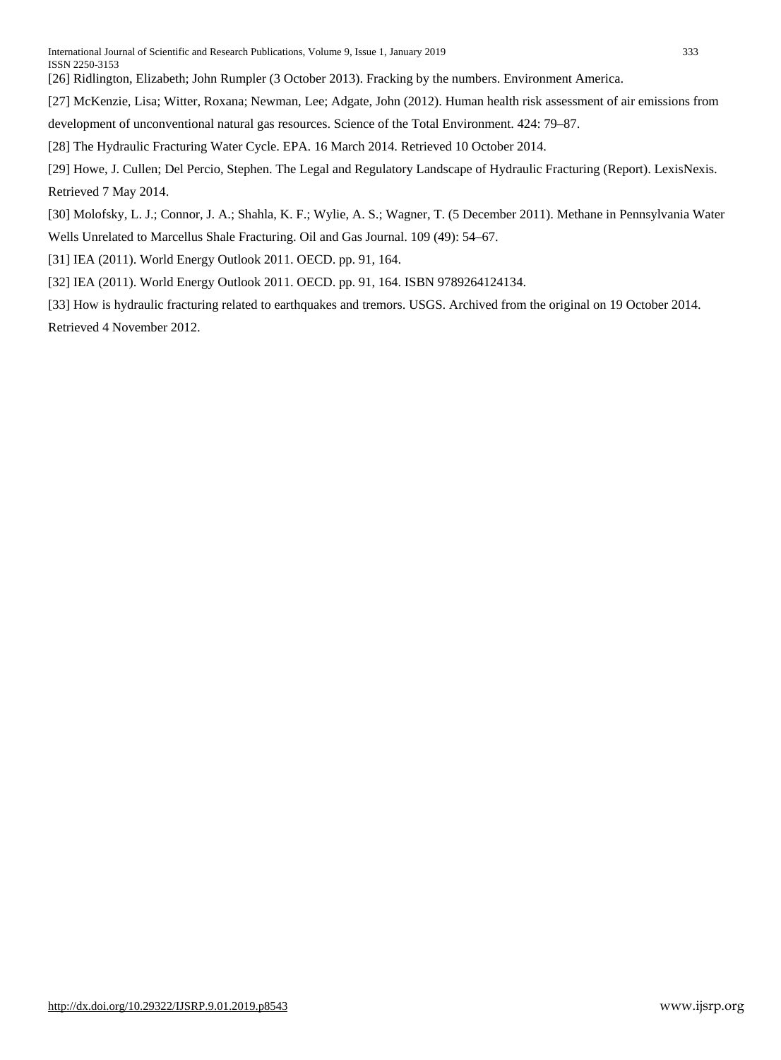[26] Ridlington, Elizabeth; John Rumpler (3 October 2013). Fracking by the numbers. Environment America.

[27] McKenzie, Lisa; Witter, Roxana; Newman, Lee; Adgate, John (2012). Human health risk assessment of air emissions from development of unconventional natural gas resources. Science of the Total Environment. 424: 79–87.

[28] The Hydraulic Fracturing Water Cycle. EPA. 16 March 2014. Retrieved 10 October 2014.

[29] Howe, J. Cullen; Del Percio, Stephen. The Legal and Regulatory Landscape of Hydraulic Fracturing (Report). LexisNexis. Retrieved 7 May 2014.

[30] Molofsky, L. J.; Connor, J. A.; Shahla, K. F.; Wylie, A. S.; Wagner, T. (5 December 2011). Methane in Pennsylvania Water Wells Unrelated to Marcellus Shale Fracturing. Oil and Gas Journal. 109 (49): 54–67.

[31] IEA (2011). World Energy Outlook 2011. OECD. pp. 91, 164.

[32] IEA (2011). World Energy Outlook 2011. OECD. pp. 91, 164. ISBN 9789264124134.

[33] How is hydraulic fracturing related to earthquakes and tremors. USGS. Archived from the original on 19 October 2014. Retrieved 4 November 2012.